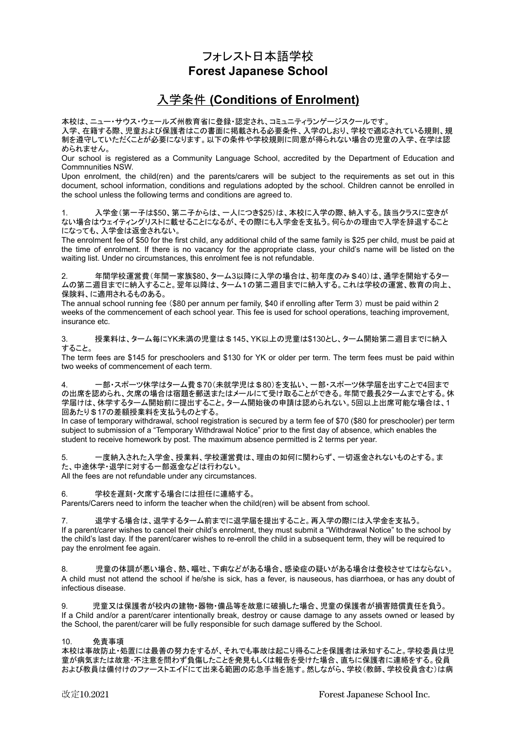# フォレスト日本語学校
# Forest Japanese School

## 入学条件 (Conditions of Enrolment)

本校は、ニュー・サウス・ウェールズ州教育省に登録・認定され、コミュニティランゲージスクールです。
入学、在籍する際、児童および保護者はこの書面に掲載される必要条件、入学のしおり、学校で適応されている規則、規制を遵守していただくことが必要になります。以下の条件や学校規則に同意が得られない場合の児童の入学、在学は認められません。

Our school is registered as a Community Language School, accredited by the Department of Education and Commnunities NSW.
Upon enrolment, the child(ren) and the parents/carers will be subject to the requirements as set out in this document, school information, conditions and regulations adopted by the school. Children cannot be enrolled in the school unless the following terms and conditions are agreed to.

1. 入学金（第一子は$50、第二子からは、一人につき$25）は、本校に入学の際、納入する。該当クラスに空きがない場合はウェイティングリストに載せることになるが、その際にも入学金を支払う。何らかの理由で入学を辞退することになっても、入学金は返金されない。
The enrolment fee of $50 for the first child, any additional child of the same family is $25 per child, must be paid at the time of enrolment. If there is no vacancy for the appropriate class, your child's name will be listed on the waiting list. Under no circumstances, this enrolment fee is not refundable.

2. 年間学校運営費（年間一家族$80、ターム3以降に入学の場合は、初年度のみ＄40）は、通学を開始するタームの第二週目までに納入すること。翌年以降は、ターム1の第二週目までに納入する。これは学校の運営、教育の向上、保険料、に適用されるものある。
The annual school running fee（$80 per annum per family, $40 if enrolling after Term 3）must be paid within 2 weeks of the commencement of each school year. This fee is used for school operations, teaching improvement, insurance etc.

3. 授業料は、ターム毎にYK未満の児童は＄145、YK以上の児童は$130とし、ターム開始第二週目までに納入すること。
The term fees are $145 for preschoolers and $130 for YK or older per term. The term fees must be paid within two weeks of commencement of each term.

4. 一部・スポーツ休学はターム費＄70（未就学児は＄80）を支払い、一部・スポーツ休学届を出すことで4回までの出席を認められ、欠席の場合は宿題を郵送またはメールにて受け取ることができる。年間で最長2タームまでとする。休学届けは、休学するターム開始前に提出すること。ターム開始後の申請は認められない。5回以上出席可能な場合は、1回あたり＄17の差額授業料を支払うものとする。
In case of temporary withdrawal, school registration is secured by a term fee of $70 ($80 for preschooler) per term subject to submission of a "Temporary Withdrawal Notice" prior to the first day of absence, which enables the student to receive homework by post. The maximum absence permitted is 2 terms per year.

5. 一度納入された入学金、授業料、学校運営費は、理由の如何に関わらず、一切返金されないものとする。また、中途休学・退学に対する一部返金なども行わない。
All the fees are not refundable under any circumstances.

6. 学校を遅刻・欠席する場合には担任に連絡する。
Parents/Carers need to inform the teacher when the child(ren) will be absent from school.

7. 退学する場合は、退学するターム前までに退学届を提出すること。再入学の際には入学金を支払う。
If a parent/carer wishes to cancel their child's enrolment, they must submit a "Withdrawal Notice" to the school by the child's last day. If the parent/carer wishes to re-enroll the child in a subsequent term, they will be required to pay the enrolment fee again.

8. 児童の体調が悪い場合、熱、嘔吐、下痢などがある場合、感染症の疑いがある場合は登校させてはならない。
A child must not attend the school if he/she is sick, has a fever, is nauseous, has diarrhoea, or has any doubt of infectious disease.

9. 児童又は保護者が校内の建物・器物・備品等を故意に破損した場合、児童の保護者が損害賠償責任を負う。
If a Child and/or a parent/carer intentionally break, destroy or cause damage to any assets owned or leased by the School, the parent/carer will be fully responsible for such damage suffered by the School.

10. 免責事項
本校は事故防止・処置には最善の努力をするが、それでも事故は起こり得ることを保護者は承知すること。学校委員は児童が病気または故意･不注意を問わず負傷したことを発見もしくは報告を受けた場合、直ちに保護者に連絡をする。役員および教員は備付けのファーストエイドにて出来る範囲の応急手当を施す。然しながら、学校（教師、学校役員含む）は病

改定10.2021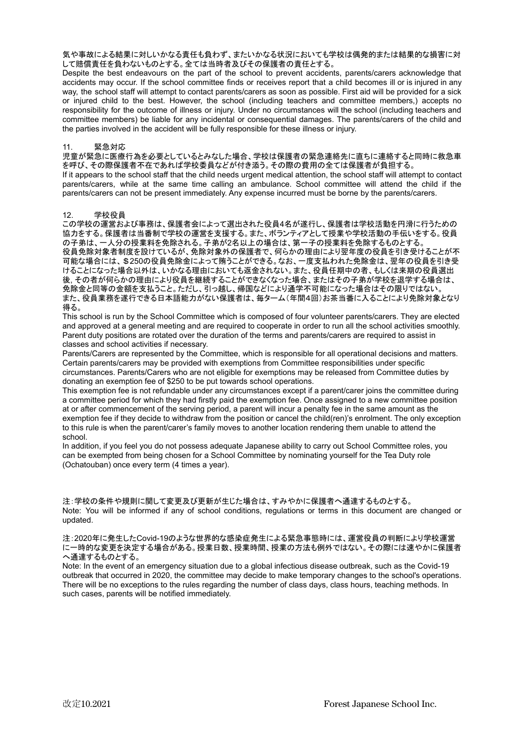気や事故による結果に対しいかなる責任も負わず、またいかなる状況においても学校は偶発的または結果的な損害に対して賠償責任を負わないものとする。全ては当時者及びその保護者の責任とする。

Despite the best endeavours on the part of the school to prevent accidents, parents/carers acknowledge that accidents may occur. If the school committee finds or receives report that a child becomes ill or is injured in any way, the school staff will attempt to contact parents/carers as soon as possible. First aid will be provided for a sick or injured child to the best. However, the school (including teachers and committee members,) accepts no responsibility for the outcome of illness or injury. Under no circumstances will the school (including teachers and committee members) be liable for any incidental or consequential damages. The parents/carers of the child and the parties involved in the accident will be fully responsible for these illness or injury.

## 11. 緊急対応

児童が緊急に医療行為を必要としているとみなした場合、学校は保護者の緊急連絡先に直ちに連絡すると同時に救急車を呼び、その際保護者不在であれば学校委員などが付き添う。その際の費用の全ては保護者が負担する。

If it appears to the school staff that the child needs urgent medical attention, the school staff will attempt to contact parents/carers, while at the same time calling an ambulance. School committee will attend the child if the parents/carers can not be present immediately. Any expense incurred must be borne by the parents/carers.

## 12. 学校役員

この学校の運営および事務は、保護者会によって選出された役員4名が遂行し、保護者は学校活動を円滑に行うための協力をする。保護者は当番制で学校の運営を支援する。また、ボランティアとして授業や学校活動の手伝いをする。役員の子弟は、一人分の授業料を免除される。子弟が2名以上の場合は、第一子の授業料を免除するものとする。

役員免除対象者制度を設けているが、免除対象外の保護者で、何らかの理由により翌年度の役員を引き受けることが不可能な場合には、＄250の役員免除金によって賄うことができる。なお、一度支払われた免除金は、翌年の役員を引き受けることになった場合以外は、いかなる理由においても返金されない。また、役員任期中の者、もしくは来期の役員選出後, その者が何らかの理由により役員を継続することができなくなった場合、またはその子弟が学校を退学する場合は、免除金と同等の金額を支払うこと。ただし、引っ越し、帰国などにより通学不可能になった場合はその限りではない。

また、役員業務を遂行できる日本語能力がない保護者は、毎ターム（年間4回）お茶当番に入ることにより免除対象となり得る。

This school is run by the School Committee which is composed of four volunteer parents/carers. They are elected and approved at a general meeting and are required to cooperate in order to run all the school activities smoothly. Parent duty positions are rotated over the duration of the terms and parents/carers are required to assist in classes and school activities if necessary.

Parents/Carers are represented by the Committee, which is responsible for all operational decisions and matters. Certain parents/carers may be provided with exemptions from Committee responsibilities under specific circumstances. Parents/Carers who are not eligible for exemptions may be released from Committee duties by donating an exemption fee of $250 to be put towards school operations.

This exemption fee is not refundable under any circumstances except if a parent/carer joins the committee during a committee period for which they had firstly paid the exemption fee. Once assigned to a new committee position at or after commencement of the serving period, a parent will incur a penalty fee in the same amount as the exemption fee if they decide to withdraw from the position or cancel the child(ren)'s enrolment. The only exception to this rule is when the parent/carer's family moves to another location rendering them unable to attend the school.

In addition, if you feel you do not possess adequate Japanese ability to carry out School Committee roles, you can be exempted from being chosen for a School Committee by nominating yourself for the Tea Duty role (Ochatouban) once every term (4 times a year).

注：学校の条件や規則に関して変更及び更新が生じた場合は、すみやかに保護者へ通達するものとする。

Note: You will be informed if any of school conditions, regulations or terms in this document are changed or updated.

注：2020年に発生したCovid-19のような世界的な感染症発生による緊急事態時には、運営役員の判断により学校運営に一時的な変更を決定する場合がある。授業日数、授業時間、授業の方法も例外ではない。その際には速やかに保護者へ通達するものとする。

Note: In the event of an emergency situation due to a global infectious disease outbreak, such as the Covid-19 outbreak that occurred in 2020, the committee may decide to make temporary changes to the school's operations. There will be no exceptions to the rules regarding the number of class days, class hours, teaching methods. In such cases, parents will be notified immediately.

改定10.2021 Forest Japanese School Inc.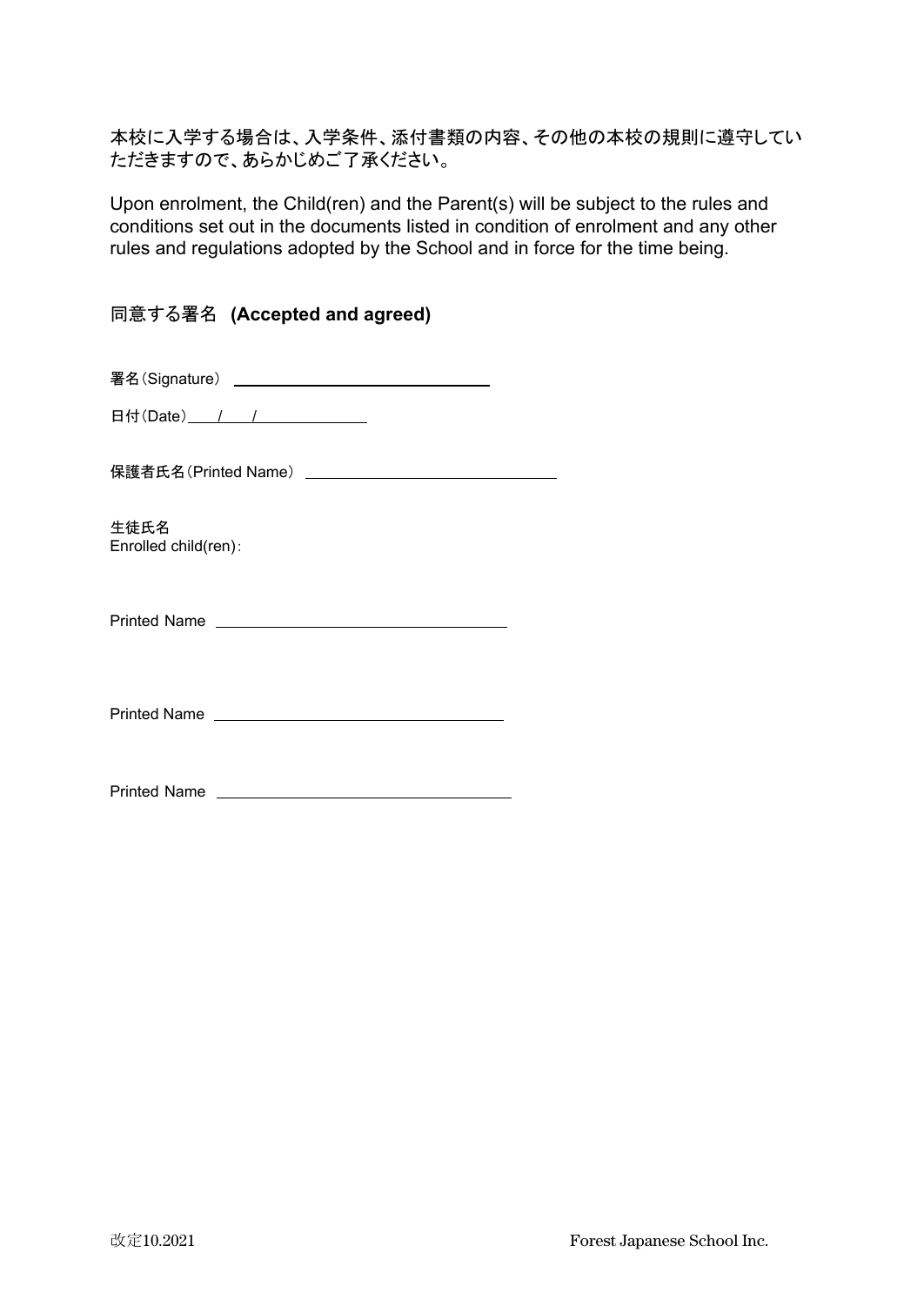本校に入学する場合は、入学条件、添付書類の内容、その他の本校の規則に遵守していただきますので、あらかじめご了承ください。

Upon enrolment, the Child(ren) and the Parent(s) will be subject to the rules and conditions set out in the documents listed in condition of enrolment and any other rules and regulations adopted by the School and in force for the time being.

同意する署名 **(Accepted and agreed)**

署名（Signature） ______________________________

日付（Date）____/____/______________

保護者氏名（Printed Name） ______________________________

生徒氏名
Enrolled child(ren):

Printed Name ______________________________

Printed Name ______________________________

Printed Name ______________________________

改定10.2021　　Forest Japanese School Inc.